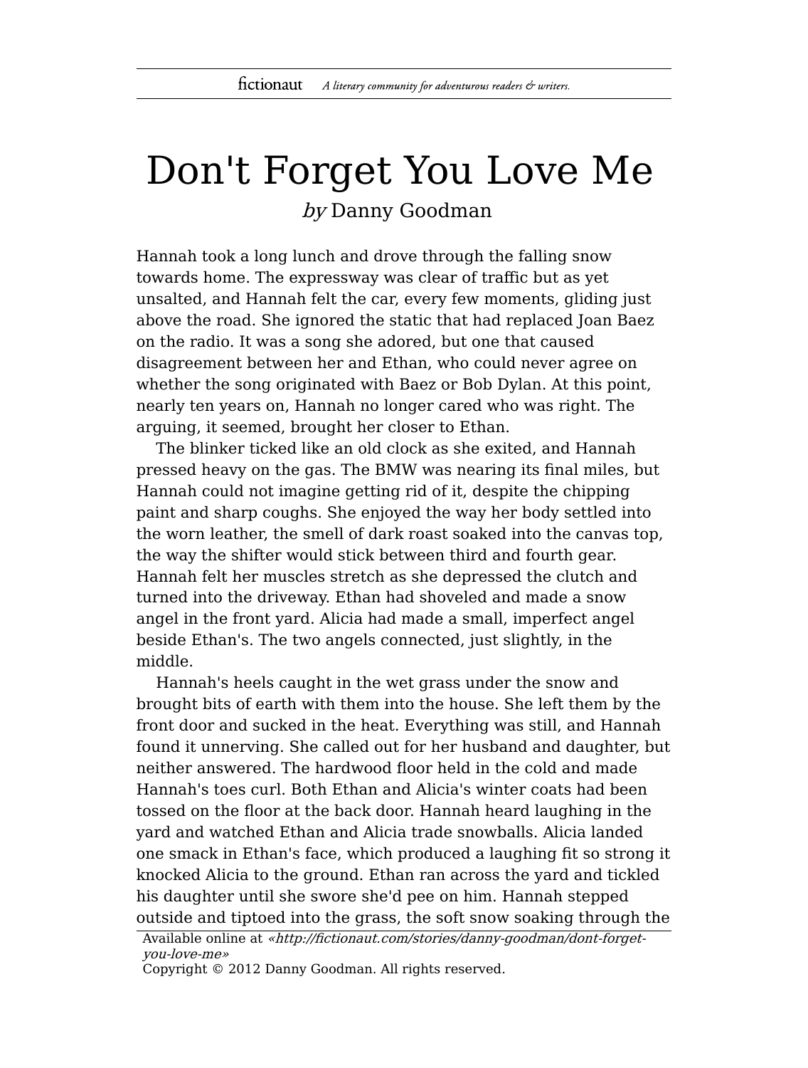# Don't Forget You Love Me

*by* Danny Goodman

Hannah took a long lunch and drove through the falling snow towards home. The expressway was clear of traffic but as yet unsalted, and Hannah felt the car, every few moments, gliding just above the road. She ignored the static that had replaced Joan Baez on the radio. It was a song she adored, but one that caused disagreement between her and Ethan, who could never agree on whether the song originated with Baez or Bob Dylan. At this point, nearly ten years on, Hannah no longer cared who was right. The arguing, it seemed, brought her closer to Ethan.

The blinker ticked like an old clock as she exited, and Hannah pressed heavy on the gas. The BMW was nearing its final miles, but Hannah could not imagine getting rid of it, despite the chipping paint and sharp coughs. She enjoyed the way her body settled into the worn leather, the smell of dark roast soaked into the canvas top, the way the shifter would stick between third and fourth gear. Hannah felt her muscles stretch as she depressed the clutch and turned into the driveway. Ethan had shoveled and made a snow angel in the front yard. Alicia had made a small, imperfect angel beside Ethan's. The two angels connected, just slightly, in the middle.

Hannah's heels caught in the wet grass under the snow and brought bits of earth with them into the house. She left them by the front door and sucked in the heat. Everything was still, and Hannah found it unnerving. She called out for her husband and daughter, but neither answered. The hardwood floor held in the cold and made Hannah's toes curl. Both Ethan and Alicia's winter coats had been tossed on the floor at the back door. Hannah heard laughing in the yard and watched Ethan and Alicia trade snowballs. Alicia landed one smack in Ethan's face, which produced a laughing fit so strong it knocked Alicia to the ground. Ethan ran across the yard and tickled his daughter until she swore she'd pee on him. Hannah stepped outside and tiptoed into the grass, the soft snow soaking through the

Available online at *«http://fictionaut.com/stories/danny-goodman/dont-forget-you-love-me»*
Copyright © 2012 Danny Goodman. All rights reserved.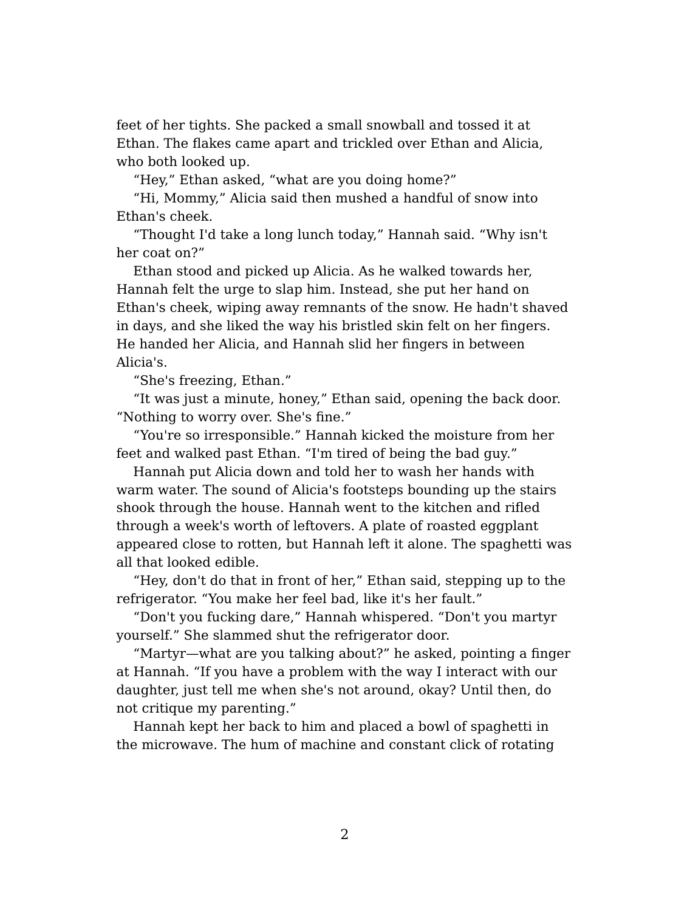feet of her tights. She packed a small snowball and tossed it at Ethan. The flakes came apart and trickled over Ethan and Alicia, who both looked up.

"Hey," Ethan asked, "what are you doing home?"

"Hi, Mommy," Alicia said then mushed a handful of snow into Ethan's cheek.

"Thought I'd take a long lunch today," Hannah said. "Why isn't her coat on?"

Ethan stood and picked up Alicia. As he walked towards her, Hannah felt the urge to slap him. Instead, she put her hand on Ethan's cheek, wiping away remnants of the snow. He hadn't shaved in days, and she liked the way his bristled skin felt on her fingers. He handed her Alicia, and Hannah slid her fingers in between Alicia's.

"She's freezing, Ethan."

"It was just a minute, honey," Ethan said, opening the back door. "Nothing to worry over. She's fine."

"You're so irresponsible." Hannah kicked the moisture from her feet and walked past Ethan. "I'm tired of being the bad guy."

Hannah put Alicia down and told her to wash her hands with warm water. The sound of Alicia's footsteps bounding up the stairs shook through the house. Hannah went to the kitchen and rifled through a week's worth of leftovers. A plate of roasted eggplant appeared close to rotten, but Hannah left it alone. The spaghetti was all that looked edible.

"Hey, don't do that in front of her," Ethan said, stepping up to the refrigerator. "You make her feel bad, like it's her fault."

"Don't you fucking dare," Hannah whispered. "Don't you martyr yourself." She slammed shut the refrigerator door.

"Martyr—what are you talking about?" he asked, pointing a finger at Hannah. "If you have a problem with the way I interact with our daughter, just tell me when she's not around, okay? Until then, do not critique my parenting."

Hannah kept her back to him and placed a bowl of spaghetti in the microwave. The hum of machine and constant click of rotating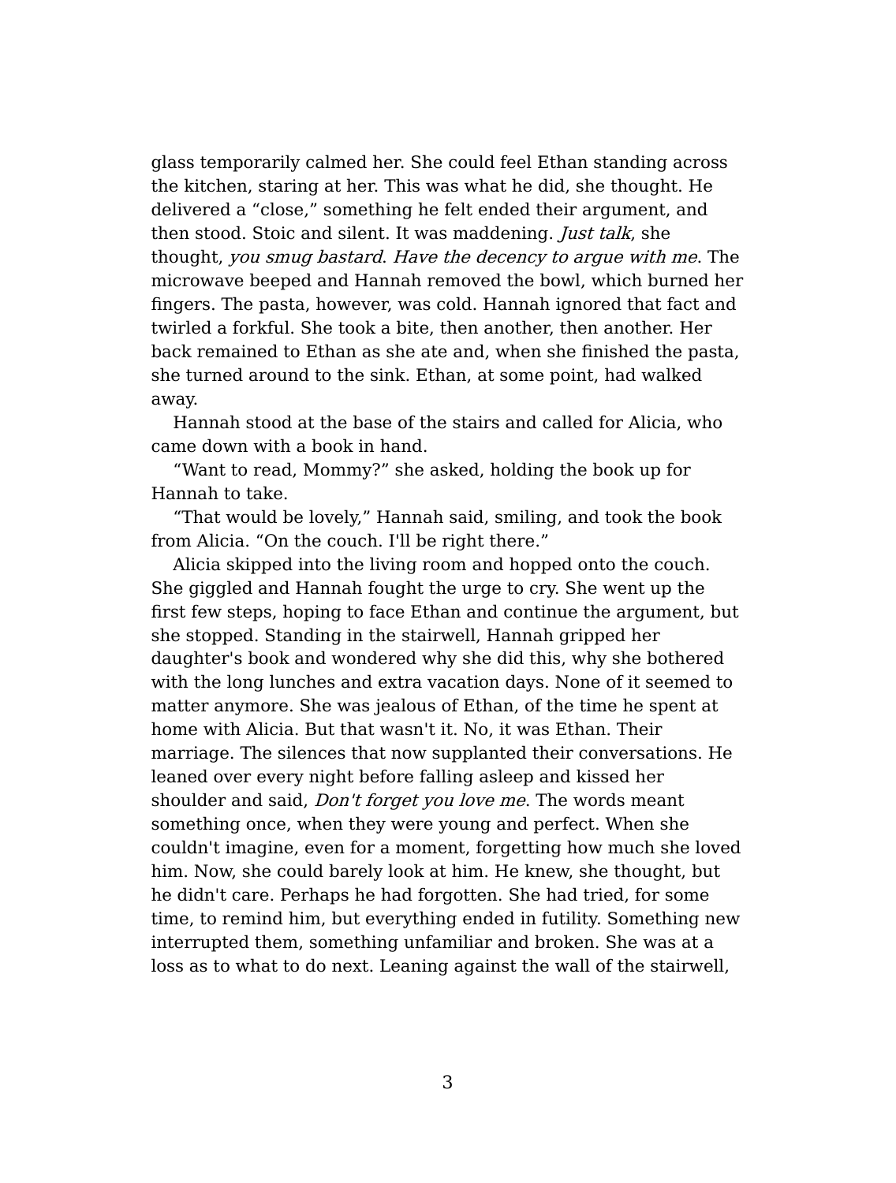glass temporarily calmed her. She could feel Ethan standing across the kitchen, staring at her. This was what he did, she thought. He delivered a "close," something he felt ended their argument, and then stood. Stoic and silent. It was maddening. *Just talk*, she thought, *you smug bastard*. *Have the decency to argue with me*. The microwave beeped and Hannah removed the bowl, which burned her fingers. The pasta, however, was cold. Hannah ignored that fact and twirled a forkful. She took a bite, then another, then another. Her back remained to Ethan as she ate and, when she finished the pasta, she turned around to the sink. Ethan, at some point, had walked away.

Hannah stood at the base of the stairs and called for Alicia, who came down with a book in hand.

"Want to read, Mommy?" she asked, holding the book up for Hannah to take.

"That would be lovely," Hannah said, smiling, and took the book from Alicia. "On the couch. I'll be right there."

Alicia skipped into the living room and hopped onto the couch. She giggled and Hannah fought the urge to cry. She went up the first few steps, hoping to face Ethan and continue the argument, but she stopped. Standing in the stairwell, Hannah gripped her daughter's book and wondered why she did this, why she bothered with the long lunches and extra vacation days. None of it seemed to matter anymore. She was jealous of Ethan, of the time he spent at home with Alicia. But that wasn't it. No, it was Ethan. Their marriage. The silences that now supplanted their conversations. He leaned over every night before falling asleep and kissed her shoulder and said, *Don't forget you love me*. The words meant something once, when they were young and perfect. When she couldn't imagine, even for a moment, forgetting how much she loved him. Now, she could barely look at him. He knew, she thought, but he didn't care. Perhaps he had forgotten. She had tried, for some time, to remind him, but everything ended in futility. Something new interrupted them, something unfamiliar and broken. She was at a loss as to what to do next. Leaning against the wall of the stairwell,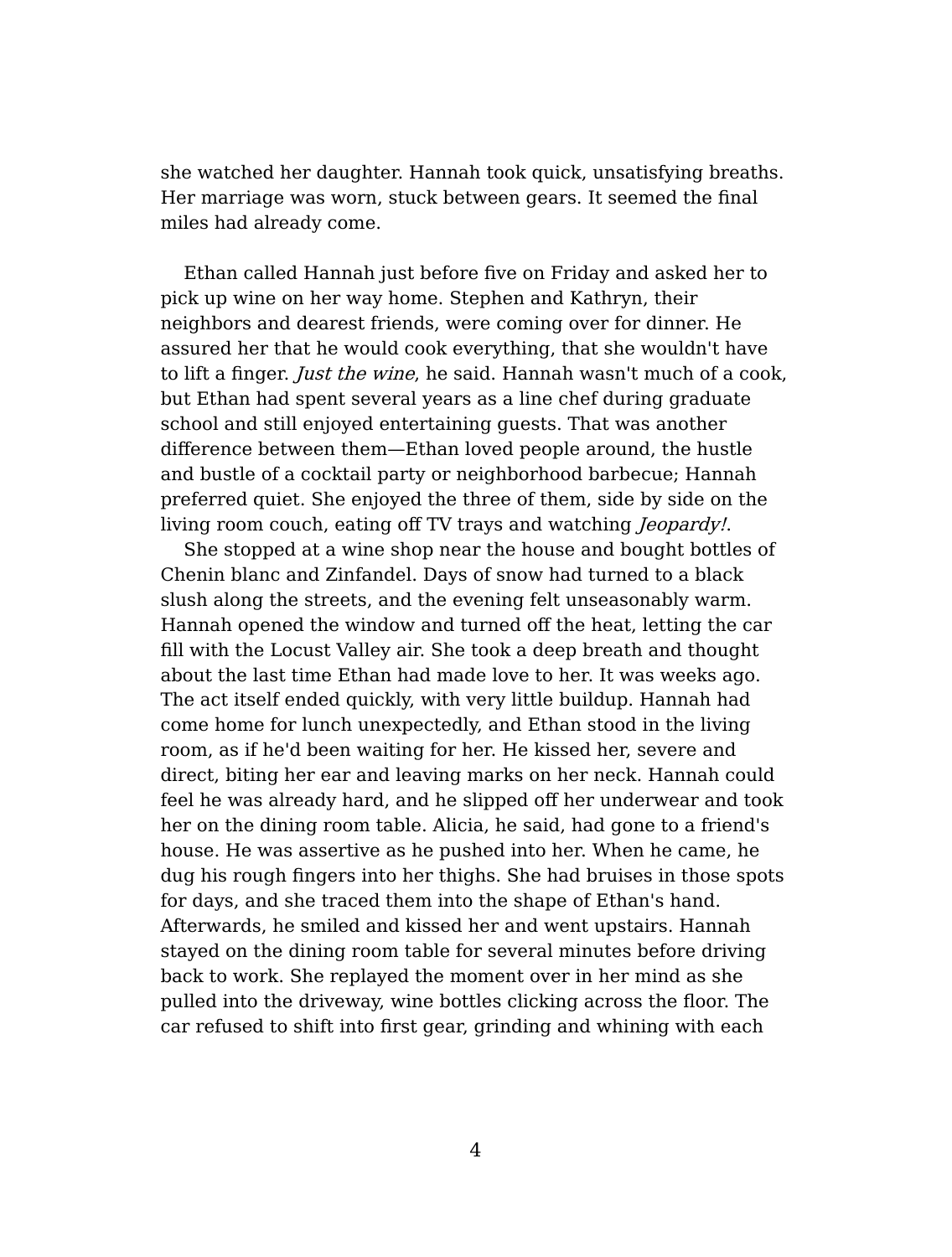she watched her daughter. Hannah took quick, unsatisfying breaths. Her marriage was worn, stuck between gears. It seemed the final miles had already come.

Ethan called Hannah just before five on Friday and asked her to pick up wine on her way home. Stephen and Kathryn, their neighbors and dearest friends, were coming over for dinner. He assured her that he would cook everything, that she wouldn't have to lift a finger. *Just the wine*, he said. Hannah wasn't much of a cook, but Ethan had spent several years as a line chef during graduate school and still enjoyed entertaining guests. That was another difference between them—Ethan loved people around, the hustle and bustle of a cocktail party or neighborhood barbecue; Hannah preferred quiet. She enjoyed the three of them, side by side on the living room couch, eating off TV trays and watching *Jeopardy!*.

She stopped at a wine shop near the house and bought bottles of Chenin blanc and Zinfandel. Days of snow had turned to a black slush along the streets, and the evening felt unseasonably warm. Hannah opened the window and turned off the heat, letting the car fill with the Locust Valley air. She took a deep breath and thought about the last time Ethan had made love to her. It was weeks ago. The act itself ended quickly, with very little buildup. Hannah had come home for lunch unexpectedly, and Ethan stood in the living room, as if he'd been waiting for her. He kissed her, severe and direct, biting her ear and leaving marks on her neck. Hannah could feel he was already hard, and he slipped off her underwear and took her on the dining room table. Alicia, he said, had gone to a friend's house. He was assertive as he pushed into her. When he came, he dug his rough fingers into her thighs. She had bruises in those spots for days, and she traced them into the shape of Ethan's hand. Afterwards, he smiled and kissed her and went upstairs. Hannah stayed on the dining room table for several minutes before driving back to work. She replayed the moment over in her mind as she pulled into the driveway, wine bottles clicking across the floor. The car refused to shift into first gear, grinding and whining with each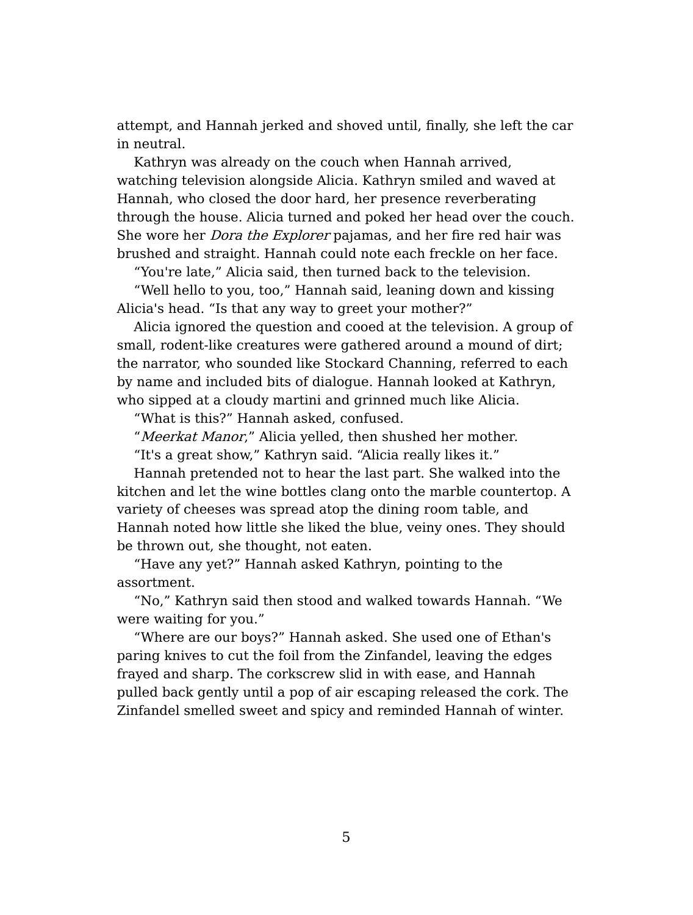attempt, and Hannah jerked and shoved until, finally, she left the car in neutral.

Kathryn was already on the couch when Hannah arrived, watching television alongside Alicia. Kathryn smiled and waved at Hannah, who closed the door hard, her presence reverberating through the house. Alicia turned and poked her head over the couch. She wore her *Dora the Explorer* pajamas, and her fire red hair was brushed and straight. Hannah could note each freckle on her face.

"You're late," Alicia said, then turned back to the television.

"Well hello to you, too," Hannah said, leaning down and kissing Alicia's head. "Is that any way to greet your mother?"

Alicia ignored the question and cooed at the television. A group of small, rodent-like creatures were gathered around a mound of dirt; the narrator, who sounded like Stockard Channing, referred to each by name and included bits of dialogue. Hannah looked at Kathryn, who sipped at a cloudy martini and grinned much like Alicia.

"What is this?" Hannah asked, confused.

"*Meerkat Manor*," Alicia yelled, then shushed her mother.

"It's a great show," Kathryn said. "Alicia really likes it."

Hannah pretended not to hear the last part. She walked into the kitchen and let the wine bottles clang onto the marble countertop. A variety of cheeses was spread atop the dining room table, and Hannah noted how little she liked the blue, veiny ones. They should be thrown out, she thought, not eaten.

"Have any yet?" Hannah asked Kathryn, pointing to the assortment.

"No," Kathryn said then stood and walked towards Hannah. "We were waiting for you."

"Where are our boys?" Hannah asked. She used one of Ethan's paring knives to cut the foil from the Zinfandel, leaving the edges frayed and sharp. The corkscrew slid in with ease, and Hannah pulled back gently until a pop of air escaping released the cork. The Zinfandel smelled sweet and spicy and reminded Hannah of winter.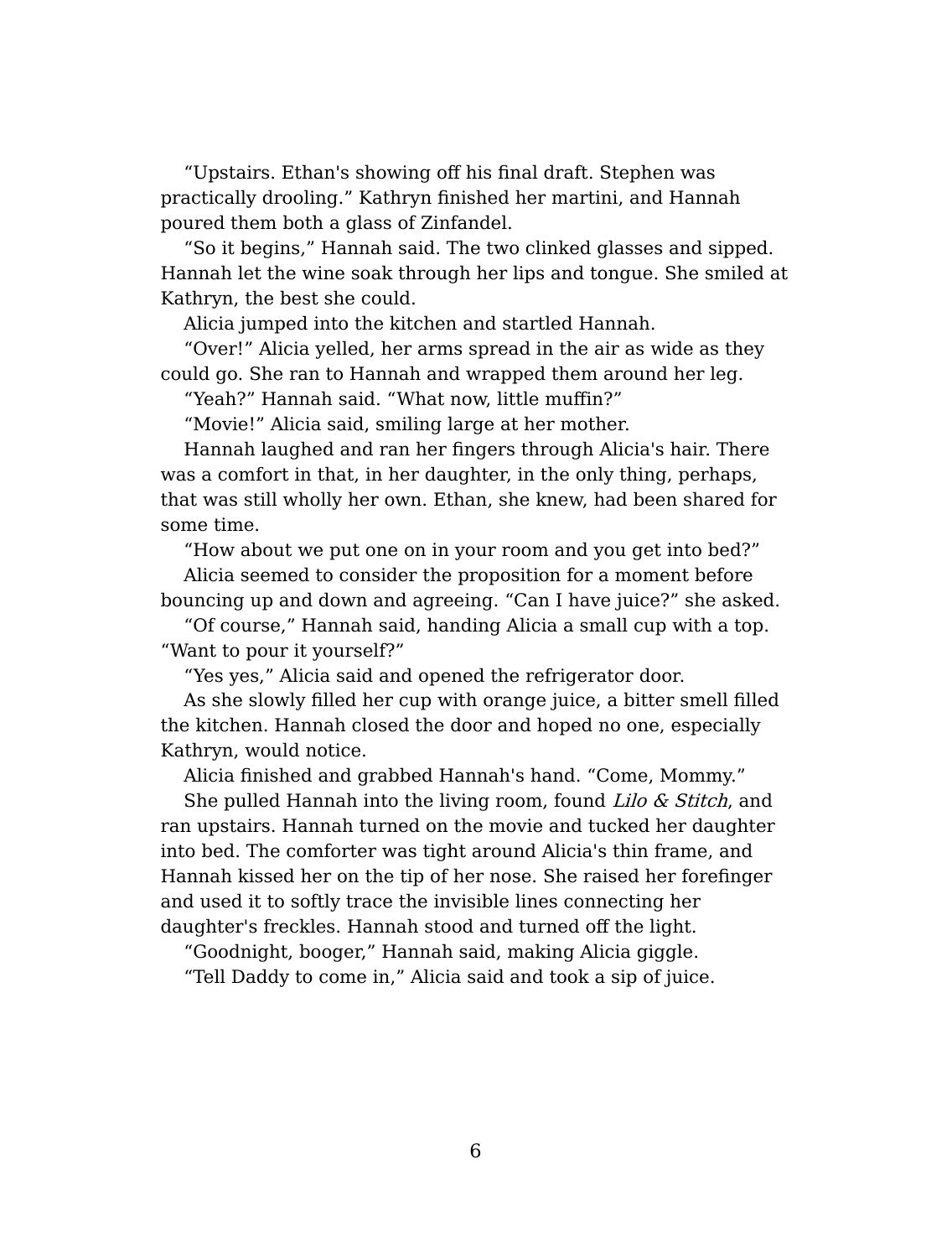“Upstairs. Ethan's showing off his final draft. Stephen was practically drooling.” Kathryn finished her martini, and Hannah poured them both a glass of Zinfandel.

“So it begins,” Hannah said. The two clinked glasses and sipped. Hannah let the wine soak through her lips and tongue. She smiled at Kathryn, the best she could.

Alicia jumped into the kitchen and startled Hannah.

“Over!” Alicia yelled, her arms spread in the air as wide as they could go. She ran to Hannah and wrapped them around her leg.

“Yeah?” Hannah said. “What now, little muffin?”

“Movie!” Alicia said, smiling large at her mother.

Hannah laughed and ran her fingers through Alicia's hair. There was a comfort in that, in her daughter, in the only thing, perhaps, that was still wholly her own. Ethan, she knew, had been shared for some time.

“How about we put one on in your room and you get into bed?”

Alicia seemed to consider the proposition for a moment before bouncing up and down and agreeing. “Can I have juice?” she asked.

“Of course,” Hannah said, handing Alicia a small cup with a top. “Want to pour it yourself?”

“Yes yes,” Alicia said and opened the refrigerator door.

As she slowly filled her cup with orange juice, a bitter smell filled the kitchen. Hannah closed the door and hoped no one, especially Kathryn, would notice.

Alicia finished and grabbed Hannah's hand. “Come, Mommy.”

She pulled Hannah into the living room, found *Lilo & Stitch*, and ran upstairs. Hannah turned on the movie and tucked her daughter into bed. The comforter was tight around Alicia's thin frame, and Hannah kissed her on the tip of her nose. She raised her forefinger and used it to softly trace the invisible lines connecting her daughter's freckles. Hannah stood and turned off the light.

“Goodnight, booger,” Hannah said, making Alicia giggle.

“Tell Daddy to come in,” Alicia said and took a sip of juice.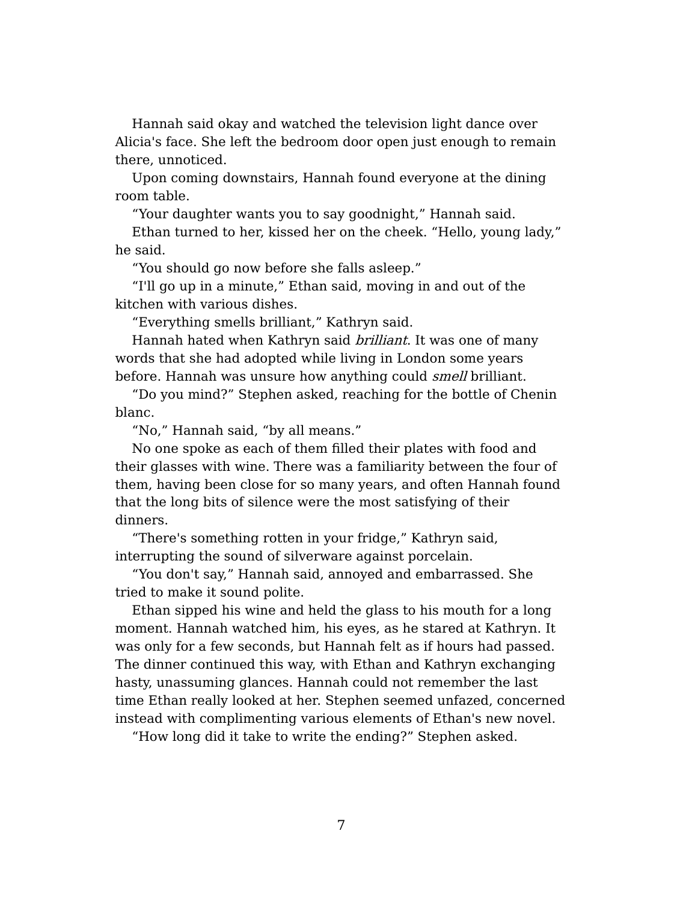Hannah said okay and watched the television light dance over Alicia's face. She left the bedroom door open just enough to remain there, unnoticed.

Upon coming downstairs, Hannah found everyone at the dining room table.

“Your daughter wants you to say goodnight,” Hannah said.

Ethan turned to her, kissed her on the cheek. “Hello, young lady,” he said.

“You should go now before she falls asleep.”

“I'll go up in a minute,” Ethan said, moving in and out of the kitchen with various dishes.

“Everything smells brilliant,” Kathryn said.

Hannah hated when Kathryn said *brilliant*. It was one of many words that she had adopted while living in London some years before. Hannah was unsure how anything could *smell* brilliant.

“Do you mind?” Stephen asked, reaching for the bottle of Chenin blanc.

“No,” Hannah said, “by all means.”

No one spoke as each of them filled their plates with food and their glasses with wine. There was a familiarity between the four of them, having been close for so many years, and often Hannah found that the long bits of silence were the most satisfying of their dinners.

“There's something rotten in your fridge,” Kathryn said, interrupting the sound of silverware against porcelain.

“You don't say,” Hannah said, annoyed and embarrassed. She tried to make it sound polite.

Ethan sipped his wine and held the glass to his mouth for a long moment. Hannah watched him, his eyes, as he stared at Kathryn. It was only for a few seconds, but Hannah felt as if hours had passed. The dinner continued this way, with Ethan and Kathryn exchanging hasty, unassuming glances. Hannah could not remember the last time Ethan really looked at her. Stephen seemed unfazed, concerned instead with complimenting various elements of Ethan's new novel.

“How long did it take to write the ending?” Stephen asked.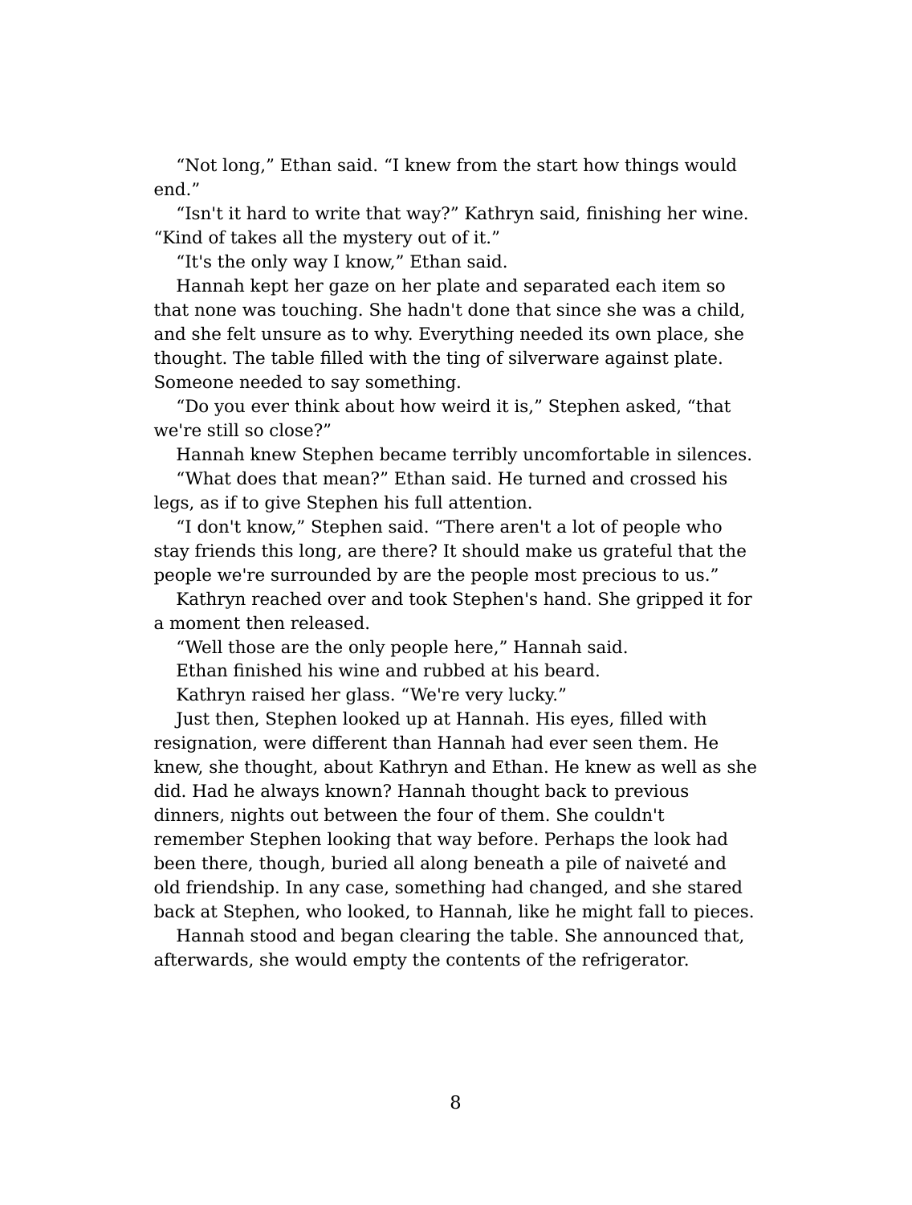“Not long,” Ethan said. “I knew from the start how things would end.”

“Isn't it hard to write that way?” Kathryn said, finishing her wine. “Kind of takes all the mystery out of it.”

“It's the only way I know,” Ethan said.

Hannah kept her gaze on her plate and separated each item so that none was touching. She hadn't done that since she was a child, and she felt unsure as to why. Everything needed its own place, she thought. The table filled with the ting of silverware against plate. Someone needed to say something.

“Do you ever think about how weird it is,” Stephen asked, “that we're still so close?”

Hannah knew Stephen became terribly uncomfortable in silences.

“What does that mean?” Ethan said. He turned and crossed his legs, as if to give Stephen his full attention.

“I don't know,” Stephen said. “There aren't a lot of people who stay friends this long, are there? It should make us grateful that the people we're surrounded by are the people most precious to us.”

Kathryn reached over and took Stephen's hand. She gripped it for a moment then released.

“Well those are the only people here,” Hannah said.

Ethan finished his wine and rubbed at his beard.

Kathryn raised her glass. “We're very lucky.”

Just then, Stephen looked up at Hannah. His eyes, filled with resignation, were different than Hannah had ever seen them. He knew, she thought, about Kathryn and Ethan. He knew as well as she did. Had he always known? Hannah thought back to previous dinners, nights out between the four of them. She couldn't remember Stephen looking that way before. Perhaps the look had been there, though, buried all along beneath a pile of naiveté and old friendship. In any case, something had changed, and she stared back at Stephen, who looked, to Hannah, like he might fall to pieces.

Hannah stood and began clearing the table. She announced that, afterwards, she would empty the contents of the refrigerator.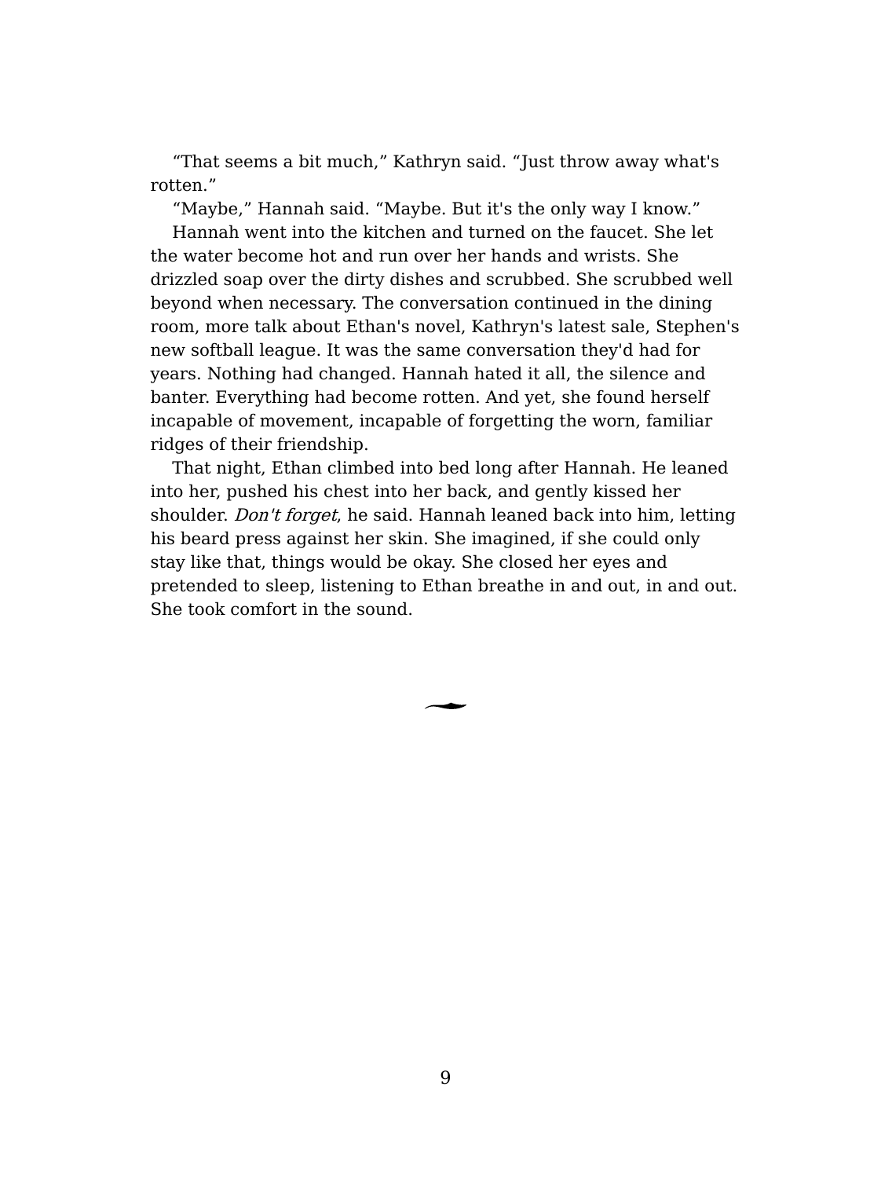“That seems a bit much,” Kathryn said. “Just throw away what's rotten.”

“Maybe,” Hannah said. “Maybe. But it's the only way I know.”

Hannah went into the kitchen and turned on the faucet. She let the water become hot and run over her hands and wrists. She drizzled soap over the dirty dishes and scrubbed. She scrubbed well beyond when necessary. The conversation continued in the dining room, more talk about Ethan's novel, Kathryn's latest sale, Stephen's new softball league. It was the same conversation they'd had for years. Nothing had changed. Hannah hated it all, the silence and banter. Everything had become rotten. And yet, she found herself incapable of movement, incapable of forgetting the worn, familiar ridges of their friendship.

That night, Ethan climbed into bed long after Hannah. He leaned into her, pushed his chest into her back, and gently kissed her shoulder. *Don't forget*, he said. Hannah leaned back into him, letting his beard press against her skin. She imagined, if she could only stay like that, things would be okay. She closed her eyes and pretended to sleep, listening to Ethan breathe in and out, in and out. She took comfort in the sound.